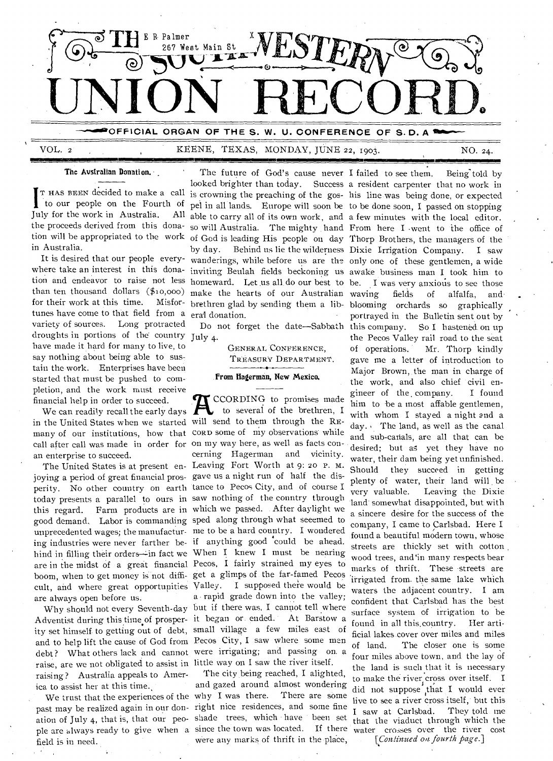# THE SOUTHWESTERN UNION RECORD.

OFFICIAL ORGAN OF THE S. W. U. CONFERENCE OF S. D. A

VOL. 2 KEENE, TEXAS, MONDAY, JUNE 22, 1903. NO. 24.

## The Australian Donation.

IT HAS BEEN decided to make a call to our people on the Fourth of July for the work in Australia. All the proceeds derived from this donation will be appropriated to the work in Australia.

It is desired that our people everywhere take an interest in this donation and endeavor to raise not less than ten thousand dollars ($10,000) for their work at this time. Misfortunes have come to that field from a variety of sources. Long protracted droughts in portions of the country have made it hard for many to live, to say nothing about being able to sustain the work. Enterprises have been started that must be pushed to completion, and the work must receive financial help in order to succeed.

We can readily recall the early days in the United States when we started many of our institutions, how that call after call was made in order for an enterprise to succeed.

The United States is at present enjoying a period of great financial prosperity. No other country on earth today presents a parallel to ours in this regard. Farm products are in good demand. Labor is commanding unprecedented wages; the manufacturing industries were never farther behind in filling their orders—in fact we are in the midst of a great financial boom, when to get money is not difficult, and where great opportunities are always open before us.

Why should not every Seventh-day Adventist during this time of prosperity set himself to getting out of debt, and to help lift the cause of God from debt? What others lack and cannot raise, are we not obligated to assist in raising? Australia appeals to America to assist her at this time.

We trust that the experiences of the past may be realized again in our donation of July 4, that is, that our people are always ready to give when a field is in need.

The future of God's cause never looked brighter than today. Success is crowning the preaching of the gospel in all lands. Europe will soon be able to carry all of its own work, and so will Australia. The mighty hand of God is leading His people on day by day. Behind us lie the wilderness wanderings, while before us are the inviting Beulah fields beckoning us homeward. Let us all do our best to make the hearts of our Australian brethren glad by sending them a liberal donation.

Do not forget the date—Sabbath July 4.

GENERAL CONFERENCE,
TREASURY DEPARTMENT.

## From Hagerman, New Mexico.

ACCORDING to promises made to several of the brethren, I will send to them through the RECORD some of my observations while on my way here, as well as facts concerning Hagerman and vicinity. Leaving Fort Worth at 9:20 P. M. gave us a night run of half the distance to Pecos City, and of course I saw nothing of the country through which we passed. After daylight we sped along through what seeemed to me to be a hard country. I wondered if anything good could be ahead. When I knew I must be nearing Pecos, I fairly strained my eyes to get a glimps of the far-famed Pecos Valley. I supposed there would be a rapid grade down into the valley; but if there was, I cannot tell where it began or ended. At Barstow a small village a few miles east of Pecos City, I saw where some men were irrigating; and passing on a little way on I saw the river itself.

The city being reached, I alighted, and gazed around almost wondering why I was there. There are some right nice residences, and some fine shade trees, which have been set since the town was located. If there were any marks of thrift in the place, I failed to see them. Being told by a resident carpenter that no work in his line was being done, or expected to be done soon, I passed on stopping a few minutes with the local editor. From here I went to the office of Thorp Brothers, the managers of the Dixie Irrigation Company. I saw only one of these gentlemen, a wide awake business man I took him to be. I was very anxious to see those waving fields of alfalfa, and blooming orchards so graphically portrayed in the Bulletin sent out by this company. So I hastened on up the Pecos Valley rail road to the seat of operations. Mr. Thorp kindly gave me a letter of introduction to Major Brown, the man in charge of the work, and also chief civil engineer of the company. I found him to be a most affable gentlemen, with whom I stayed a night and a day. The land, as well as the canal and sub-canals, are all that can be desired; but as yet they have no water, their dam being yet unfinished. Should they succeed in getting plenty of water, their land will be very valuable. Leaving the Dixie land somewhat disappointed, but with a sincere desire for the success of the company, I came to Carlsbad. Here I found a beautiful modern town, whose streets are thickly set with cotton wood trees, and in many respects bear marks of thrift. These streets are irrigated from the same lake which waters the adjacent country. I am confident that Carlsbad has the best surface system of irrigation to be found in all this country. Her artificial lakes cover over miles and miles of land. The closer one is some four miles above town, and the lay of the land is such that it is necessary to make the river cross over itself. I did not suppose that I would ever live to see a river cross itself, but this I saw at Carlsbad. They told me that the viaduct through which the water crosses over the river cost

*[Continued on fourth page.]*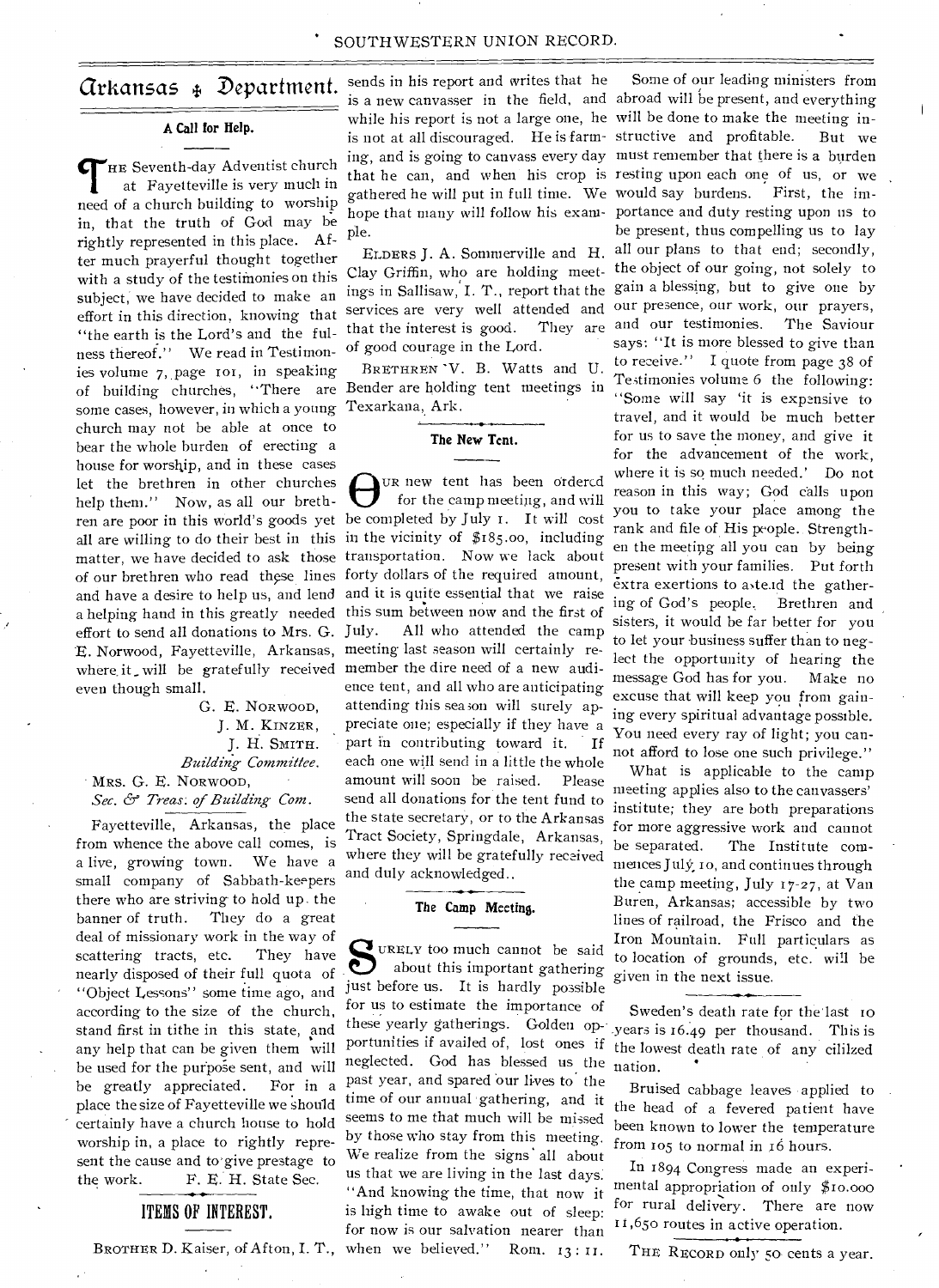# Arkansas ✠ Department.

## A Call for Help.

THE Seventh-day Adventist church at Fayetteville is very much in need of a church building to worship in, that the truth of God may be rightly represented in this place. After much prayerful thought together with a study of the testimonies on this subject, we have decided to make an effort in this direction, knowing that "the earth is the Lord's and the fulness thereof." We read in Testimonies volume 7, page 101, in speaking of building churches, "There are some cases, however, in which a young church may not be able at once to bear the whole burden of erecting a house for worship, and in these cases let the brethren in other churches help them." Now, as all our brethren are poor in this world's goods yet all are willing to do their best in this matter, we have decided to ask those of our brethren who read these lines and have a desire to help us, and lend a helping hand in this greatly needed effort to send all donations to Mrs. G. E. Norwood, Fayetteville, Arkansas, where it will be gratefully received even though small.

G. E. NORWOOD,
J. M. KINZER,
J. H. SMITH.
*Building Committee.*

MRS. G. E. NORWOOD,
*Sec. & Treas. of Building Com.*

Fayetteville, Arkansas, the place from whence the above call comes, is a live, growing town. We have a small company of Sabbath-keepers there who are striving to hold up the banner of truth. They do a great deal of missionary work in the way of scattering tracts, etc. They have nearly disposed of their full quota of "Object Lessons" some time ago, and according to the size of the church, stand first in tithe in this state, and any help that can be given them will be used for the purpose sent, and will be greatly appreciated. For in a place the size of Fayetteville we should certainly have a church house to hold worship in, a place to rightly represent the cause and to give prestage to the work. F. E. H. State Sec.

## ITEMS OF INTEREST.

BROTHER D. Kaiser, of Afton, I. T., sends in his report and writes that he is a new canvasser in the field, and while his report is not a large one, he is not at all discouraged. He is farming, and is going to canvass every day that he can, and when his crop is gathered he will put in full time. We hope that many will follow his example.

ELDERS J. A. Sommerville and H. Clay Griffin, who are holding meetings in Sallisaw, I. T., report that the services are very well attended and that the interest is good. They are of good courage in the Lord.

BRETHREN V. B. Watts and U. Bender are holding tent meetings in Texarkana, Ark.

## The New Tent.

OUR new tent has been ordered for the camp meeting, and will be completed by July 1. It will cost in the vicinity of $185.00, including transportation. Now we lack about forty dollars of the required amount, and it is quite essential that we raise this sum between now and the first of July. All who attended the camp meeting last season will certainly remember the dire need of a new audience tent, and all who are anticipating attending this season will surely appreciate one; especially if they have a part in contributing toward it. If each one will send in a little the whole amount will soon be raised. Please send all donations for the tent fund to the state secretary, or to the Arkansas Tract Society, Springdale, Arkansas, where they will be gratefully received and duly acknowledged.

## The Camp Meeting.

SURELY too much cannot be said about this important gathering just before us. It is hardly possible for us to estimate the importance of these yearly gatherings. Golden opportunities if availed of, lost ones if neglected. God has blessed us the past year, and spared our lives to the time of our annual gathering, and it seems to me that much will be missed by those who stay from this meeting. We realize from the signs all about us that we are living in the last days. "And knowing the time, that now it is high time to awake out of sleep: for now is our salvation nearer than when we believed." Rom. 13:11.

Some of our leading ministers from abroad will be present, and everything will be done to make the meeting instructive and profitable. But we must remember that there is a burden resting upon each one of us, or we would say burdens. First, the importance and duty resting upon us to be present, thus compelling us to lay all our plans to that end; secondly, the object of our going, not solely to gain a blessing, but to give one by our presence, our work, our prayers, and our testimonies. The Saviour says: "It is more blessed to give than to receive." I quote from page 38 of Testimonies volume 6 the following: "Some will say 'it is expensive to travel, and it would be much better for us to save the money, and give it for the advancement of the work, where it is so much needed.' Do not reason in this way; God calls upon you to take your place among the rank and file of His people. Strengthen the meeting all you can by being present with your families. Put forth extra exertions to attend the gathering of God's people. Brethren and sisters, it would be far better for you to let your business suffer than to neglect the opportunity of hearing the message God has for you. Make no excuse that will keep you from gaining every spiritual advantage possible. You need every ray of light; you cannot afford to lose one such privilege."

What is applicable to the camp meeting applies also to the canvassers' institute; they are both preparations for more aggressive work and cannot be separated. The Institute commences July 10, and continues through the camp meeting, July 17-27, at Van Buren, Arkansas; accessible by two lines of railroad, the Frisco and the Iron Mountain. Full particulars as to location of grounds, etc. will be given in the next issue.

---

Sweden's death rate for the last 10 years is 16.49 per thousand. This is the lowest death rate of any cililzed nation.

Bruised cabbage leaves applied to the head of a fevered patient have been known to lower the temperature from 105 to normal in 16 hours.

In 1894 Congress made an experimental appropriation of only $10.000 for rural delivery. There are now 11,650 routes in active operation.

---

THE RECORD only 50 cents a year.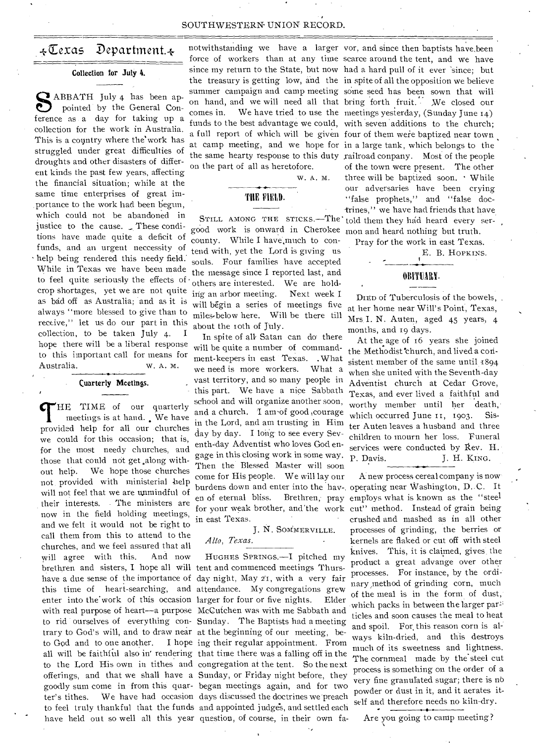## Texas Department.

### Collection for July 4.

Sabbath July 4 has been appointed by the General Conference as a day for taking up a collection for the work in Australia. This is a country where the work has struggled under great difficulties of droughts and other disasters of different kinds the past few years, affecting the financial situation; while at the same time enterprises of great importance to the work had been begun, which could not be abandoned in justice to the cause. These conditions have made quite a deficit of funds, and an urgent neccessity of help being rendered this needy field. While in Texas we have been made to feel quite seriously the effects of crop shortages, yet we are not quite as bad off as Australia; and as it is always "more blessed to give than to receive," let us do our part in this collection, to be taken July 4. I hope there will be a liberal response to this important call for means for Australia.

W. A. M.

### Cuarterly Meetings.

The time of our quarterly meetings is at hand. We have provided help for all our churches we could for this occasion; that is, for the most needy churches, and those that could not get along without help. We hope those churches not provided with ministerial help will not feel that we are unmindful of their interests. The ministers are now in the field holding meetings, and we felt it would not be right to call them from this to attend to the churches, and we feel assured that all will agree with this. And now brethren and sisters, I hope all will have a due sense of the importance of this time of heart-searching, and enter into the work of this occasion with real purpose of heart—a purpose to rid ourselves of everything contrary to God's will, and to draw near to God and to one another. I hope all will be faithful also in rendering to the Lord His own in tithes and offerings, and that we shall have a goodly sum come in from this quarter's tithes. We have had occasion to feel truly thankful that the funds have held out so well all this year notwithstanding we have a larger force of workers than at any time since my return to the State, but now the treasury is getting low, and the summer campaign and camp meeting on hand, and we will need all that comes in. We have tried to use the funds to the best advantage we could, a full report of which will be given at camp meeting, and we hope for the same hearty response to this duty on the part of all as heretofore.

W. A. M.

### THE FIELD.

Still among the sticks.—The good work is onward in Cherokee county. While I have much to contend with, yet the Lord is giving us souls. Four families have accepted the message since I reported last, and others are interested. We are holding an arbor meeting. Next week I will begin a series of meetings five miles below here. Will be there till about the 10th of July.

In spite of all Satan can do there will be quite a number of commandment-keepers in east Texas. What we need is more workers. What a vast territory, and so many people in this part. We have a nice Sabbath school and will organize another soon, and a church. I am of good courage in the Lord, and am trusting in Him day by day. I long to see every Seventh-day Adventist who loves God engage in this closing work in some way. Then the Blessed Master will soon come for His people. We will lay our burdens down and enter into the haven of eternal bliss. Brethren, pray for your weak brother, and the work in east Texas.

J. N. Sommerville.

*Alto, Texas.*

Hughes Springs.—I pitched my tent and commenced meetings Thursday night, May 21, with a very fair attendance. My congregations grew larger for four or five nights. Elder McCutchen was with me Sabbath and Sunday. The Baptists had a meeting at the beginning of our meeting, being their regular appointment. From that time there was a falling off in the congregation at the tent. So the next Sunday, or Friday night before, they began meetings again, and for two days discussed the doctrines we preach and appointed judges, and settled each question, of course, in their own favor, and since then baptists have been scarce around the tent, and we have had a hard pull of it ever since; but in spite of all the opposition we believe some seed has been sown that will bring forth fruit. We closed our meetings yesterday, (Sunday June 14) with seven additions to the church; four of them were baptized near town in a large tank, which belongs to the railroad conpany. Most of the people of the town were present. The other three will be baptized soon. While our adversaries have been crying "false prophets," and "false doctrines," we have had friends that have told them they had heard every sermon and heard nothing but truth.

Pray for the work in east Texas.

E. B. Hopkins.

### OBITUARY.

Died of Tuberculosis of the bowels, at her home near Will's Point, Texas, Mrs I. N. Auten, aged 45 years, 4 months, and 19 days.

At the age of 16 years she joined the Methodist church, and lived a consistent member of the same until 1894 when she united with the Seventh-day Adventist church at Cedar Grove, Texas, and ever lived a faithful and worthy member until her death, which occurred June 11, 1903. Sister Auten leaves a husband and three children to mourn her loss. Funeral services were conducted by Rev. H. P. Davis.

J. H. King.

A new process cereal company is now operating near Washington, D. C. It employs what is known as the "steel cut" method. Instead of grain being crushed and mashed as in all other processes of grinding, the berries or kernels are flaked or cut off with steel knives. This, it is claimed, gives the product a great advange over other processes. For instance, by the ordinary method of grinding corn, much of the meal is in the form of dust, which packs in between the larger particles and soon causes the meal to heat and spoil. For this reason corn is always kiln-dried, and this destroys much of its sweetness and lightness. The cornmeal made by the steel cut process is something on the order of a very fine granulated sugar; there is no powder or dust in it, and it aerates itself and therefore needs no kiln-dry.

Are you going to camp meeting?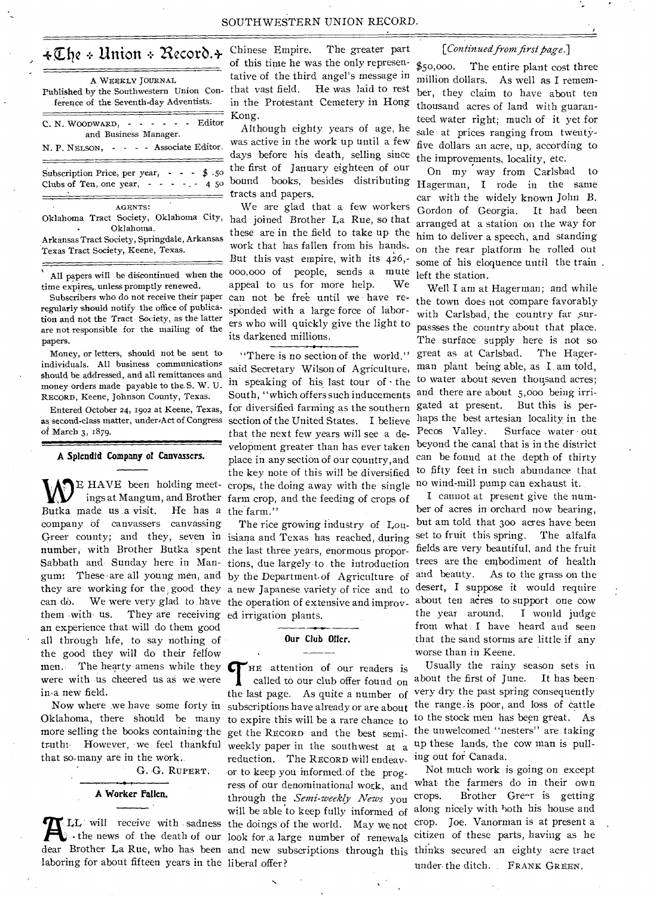# The Union Record.

A WEEKLY JOURNAL

Published by the Southwestern Union Conference of the Seventh-day Adventists.

C. N. WOODWARD, - - - - - - Editor and Business Manager.

N. P. NELSON, - - - - Associate Editor.

Subscription Price, per year, - - - $ .50
Clubs of Ten, one year, - - - - - 4 50

AGENTS:

Oklahoma Tract Society, Oklahoma City, Oklahoma.
Arkansas Tract Society, Springdale, Arkansas
Texas Tract Society, Keene, Texas.

All papers will be discontinued when the time expires, unless promptly renewed.

Subscribers who do not receive their paper regularly should notify the office of publication and not the Tract Society, as the latter are not responsible for the mailing of the papers.

Money, or letters, should not be sent to individuals. All business communications should be addressed, and all remittances and money orders made payable to the S. W. U. RECORD, Keene, Johnson County, Texas.

Entered October 24, 1902 at Keene, Texas, as second-class matter, under Act of Congress of March 3, 1879.

## A Splendid Company of Canvassers.

WE HAVE been holding meetings at Mangum, and Brother Butka made us a visit. He has a company of canvassers canvassing Greer county; and they, seven in number, with Brother Butka spent Sabbath and Sunday here in Mangum. These are all young men, and they are working for the good they can do. We were very glad to have them with us. They are receiving an experience that will do them good all through life, to say nothing of the good they will do their fellow men. The hearty amens while they were with us cheered us as we were in a new field.

Now where we have some forty in Oklahoma, there should be many more selling the books containing the truth. However, we feel thankful that so many are in the work.

G. G. RUPERT.

## A Worker Fallen.

ALL will receive with sadness the news of the death of our dear Brother La Rue, who has been laboring for about fifteen years in the Chinese Empire. The greater part of this time he was the only representative of the third angel's message in that vast field. He was laid to rest in the Protestant Cemetery in Hong Kong.

Although eighty years of age, he was active in the work up until a few days before his death, selling since the first of January eighteen of our bound books, besides distributing tracts and papers.

We are glad that a few workers had joined Brother La Rue, so that these are in the field to take up the work that has fallen from his hands. But this vast empire, with its 426,000,000 of people, sends a mute appeal to us for more help. We can not be free until we have responded with a large force of laborers who will quickly give the light to its darkened millions.

"There is no section of the world," said Secretary Wilson of Agriculture, in speaking of his last tour of the South, "which offers such inducements for diversified farming as the southern section of the United States. I believe that the next few years will see a development greater than has ever taken place in any section of our country, and the key note of this will be diversified crops, the doing away with the single farm crop, and the feeding of crops of the farm."

The rice growing industry of Louisiana and Texas has reached, during the last three years, enormous proportions, due largely to the introduction by the Department of Agriculture of a new Japanese variety of rice and to the operation of extensive and improved irrigation plants.

## Our Club Offer.

THE attention of our readers is called to our club offer found on the last page. As quite a number of subscriptions have already or are about to expire this will be a rare chance to get the RECORD and the best semi-weekly paper in the southwest at a reduction. The RECORD will endeavor to keep you informed of the progress of our denominational work, and through the *Semi-weekly News* you will be able to keep fully informed of the doings of the world. May we not look for a large number of renewals and new subscriptions through this liberal offer?

*[Continued from first page.]*

$50,000. The entire plant cost three million dollars. As well as I remember, they claim to have about ten thousand acres of land with guaranteed water right; much of it yet for sale at prices ranging from twenty-five dollars an acre, up, according to the improvements, locality, etc.

On my way from Carlsbad to Hagerman, I rode in the same car with the widely known John B. Gordon of Georgia. It had been arranged at a station on the way for him to deliver a speech, and standing on the rear platform he rolled out some of his eloquence until the train left the station.

Well I am at Hagerman; and while the town does not compare favorably with Carlsbad, the country far surpassses the country about that place. The surface supply here is not so great as at Carlsbad. The Hagerman plant being able, as I am told, to water about seven thousand acres; and there are about 5,000 being irrigated at present. But this is perhaps the best artesian locality in the Pecos Valley. Surface water out beyond the canal that is in the district can be found at the depth of thirty to fifty feet in such abundance that no wind-mill pump can exhaust it.

I cannot at present give the number of acres in orchard now bearing, but am told that 300 acres have been set to fruit this spring. The alfalfa fields are very beautiful, and the fruit trees are the embodiment of health and beauty. As to the grass on the desert, I suppose it would require about ten acres to support one cow the year around. I would judge from what I have heard and seen that the sand storms are little if any worse than in Keene.

Usually the rainy season sets in about the first of June. It has been very dry the past spring consequently the range is poor, and loss of cattle to the stock men has been great. As the unwelcomed "nesters" are taking up these lands, the cow man is pulling out for Canada.

Not much work is going on except what the farmers do in their own crops. Brother Greer is getting along nicely with both his house and crop. Joe. Vanorman is at present a citizen of these parts, having as he thinks secured an eighty acre tract under the ditch. FRANK GREEN.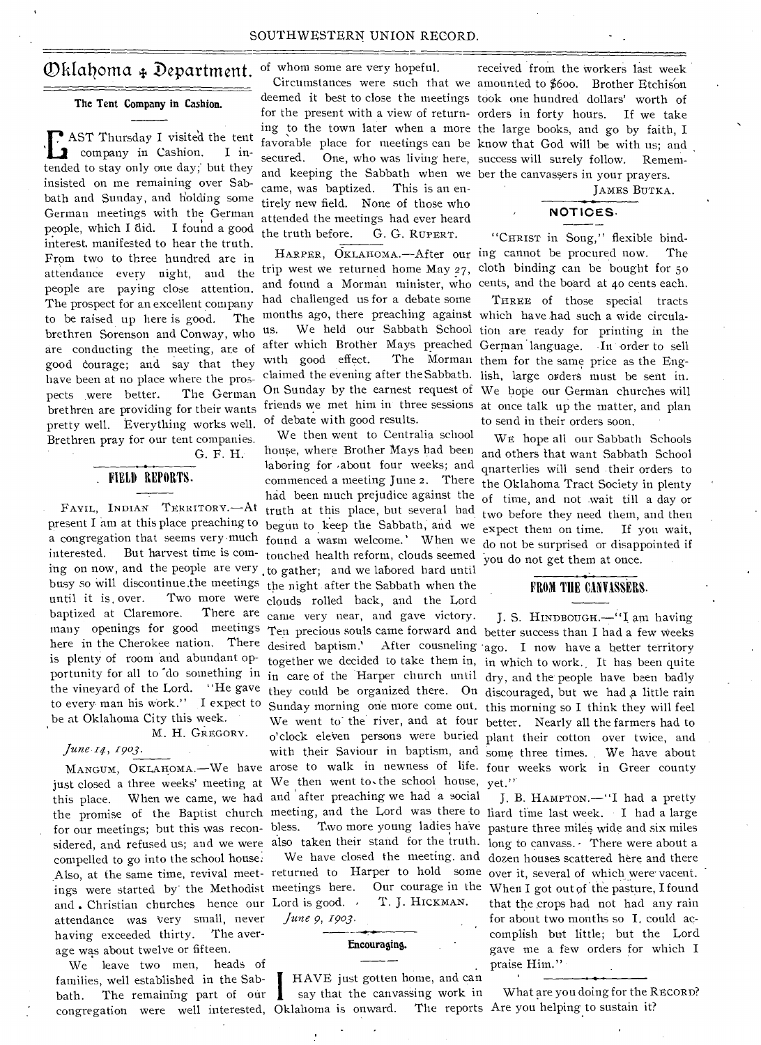# Oklahoma Department.

## The Tent Company in Cashion.

LAST Thursday I visited the tent company in Cashion. I intended to stay only one day; but they insisted on me remaining over Sabbath and Sunday, and holding some German meetings with the German people, which I did. I found a good interest manifested to hear the truth. From two to three hundred are in attendance every night, and the people are paying close attention. The prospect for an excellent company to be raised up here is good. The brethren Sorenson and Conway, who are conducting the meeting, are of good courage; and say that they have been at no place where the prospects were better. The German brethren are providing for their wants pretty well. Everything works well. Brethren pray for our tent companies.

G. F. H.

## FIELD REPORTS.

FAYIL, INDIAN TERRITORY.—At present I am at this place preaching to a congregation that seems very much interested. But harvest time is coming on now, and the people are very busy so will discontinue the meetings until it is over. Two more were baptized at Claremore. There are many openings for good meetings here in the Cherokee nation. There is plenty of room and abundant opportunity for all to "do something in the vineyard of the Lord. "He gave to every man his work." I expect to be at Oklahoma City this week.

M. H. GREGORY.

*June 14, 1903.*

MANGUM, OKLAHOMA.—We have just closed a three weeks' meeting at this place. When we came, we had the promise of the Baptist church for our meetings; but this was reconsidered, and refused us; and we were compelled to go into the school house. Also, at the same time, revival meetings were started by the Methodist and Christian churches hence our attendance was very small, never having exceeded thirty. The average was about twelve or fifteen.

We leave two men, heads of families, well established in the Sabbath. The remaining part of our congregation were well interested, of whom some are very hopeful.

Circumstances were such that we deemed it best to close the meetings for the present with a view of returning to the town later when a more favorable place for meetings can be secured. One, who was living here, and keeping the Sabbath when we came, was baptized. This is an entirely new field. None of those who attended the meetings had ever heard the truth before. G. G. RUPERT.

HARPER, OKLAHOMA.—After our trip west we returned home May 27, and found a Morman minister, who had challenged us for a debate some months ago, there preaching against us. We held our Sabbath School after which Brother Mays preached with good effect. The Morman claimed the evening after the Sabbath. On Sunday by the earnest request of friends we met him in three sessions of debate with good results.

We then went to Centralia school house, where Brother Mays had been laboring for about four weeks; and commenced a meeting June 2. There had been much prejudice against the truth at this place, but several had begun to keep the Sabbath, and we found a warm welcome.' When we touched health reform, clouds seemed to gather; and we labored hard until the night after the Sabbath when the clouds rolled back, and the Lord came very near, and gave victory. Ten precious souls came forward and desired baptism.' After cousneling together we decided to take them in, in care of the Harper church until they could be organized there. On Sunday morning one more come out. We went to the river, and at four o'clock eleven persons were buried with their Saviour in baptism, and arose to walk in newness of life. We then went to the school house, and after preaching we had a social meeting, and the Lord was there to bless. Two more young ladies have also taken their stand for the truth.

We have closed the meeting. and returned to Harper to hold some meetings here. Our courage in the Lord is good. T. J. HICKMAN.

*June 9, 1903.*

## Encouraging.

I HAVE just gotten home, and can say that the canvassing work in Oklahoma is onward. The reports received from the workers last week amounted to $600. Brother Etchison took one hundred dollars' worth of orders in forty hours. If we take the large books, and go by faith, I know that God will be with us; and success will surely follow. Remember the canvassers in your prayers.

JAMES BUTKA.

## NOTICES.

"CHRIST in Song," flexible binding cannot be procured now. The cloth binding can be bought for 50 cents, and the board at 40 cents each.

THREE of those special tracts which have had such a wide circulation are ready for printing in the German language. In order to sell them for the same price as the English, large orders must be sent in. We hope our German churches will at once talk up the matter, and plan to send in their orders soon.

WE hope all our Sabbath Schools and others that want Sabbath School quarterlies will send their orders to the Oklahoma Tract Society in plenty of time, and not wait till a day or two before they need them, and then expect them on time. If you wait, do not be surprised or disappointed if you do not get them at once.

## FROM THE CANVASSERS.

J. S. HINDBOUGH.—"I am having better success than I had a few weeks ago. I now have a better territory in which to work. It has been quite dry, and the people have been badly discouraged, but we had a little rain this morning so I think they will feel better. Nearly all the farmers had to plant their cotton over twice, and some three times. We have about four weeks work in Greer county yet."

J. B. HAMPTON.—"I had a pretty hard time last week. I had a large pasture three miles wide and six miles long to canvass. There were about a dozen houses scattered here and there over it, several of which were vacent. When I got out of the pasture, I found that the crops had not had any rain for about two months so I could accomplish but little; but the Lord gave me a few orders for which I praise Him."

What are you doing for the RECORD? Are you helping to sustain it?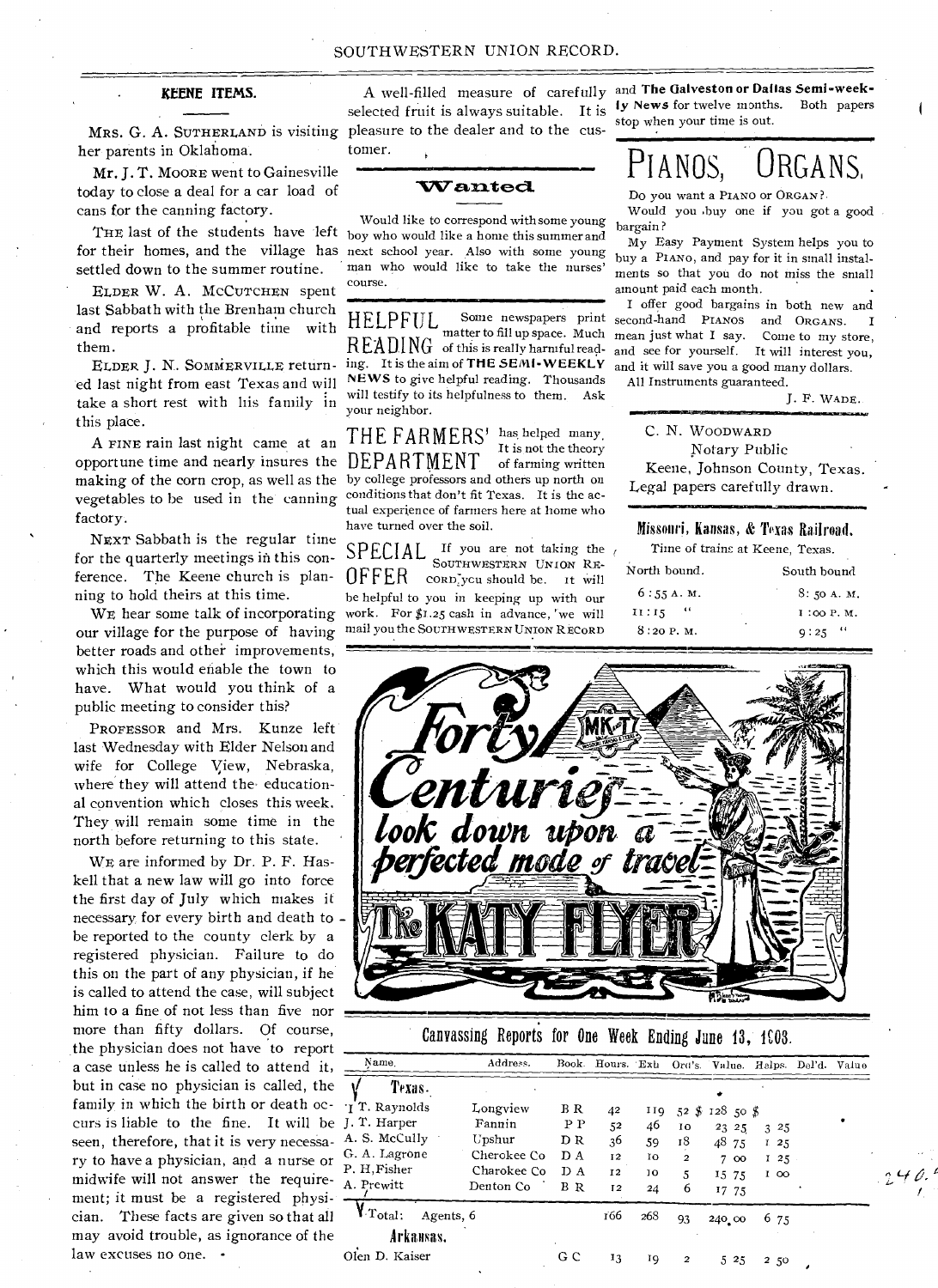## KEENE ITEMS.

Mrs. G. A. Sutherland is visiting her parents in Oklahoma.

Mr. J. T. Moore went to Gainesville today to close a deal for a car load of cans for the canning factory.

The last of the students have left for their homes, and the village has settled down to the summer routine.

Elder W. A. McCutchen spent last Sabbath with the Brenham church and reports a profitable time with them.

Elder J. N. Sommerville returned last night from east Texas and will take a short rest with his family in this place.

A fine rain last night came at an opportune time and nearly insures the making of the corn crop, as well as the vegetables to be used in the canning factory.

Next Sabbath is the regular time for the quarterly meetings in this conference. The Keene church is planning to hold theirs at this time.

We hear some talk of incorporating our village for the purpose of having better roads and other improvements, which this would enable the town to have. What would you think of a public meeting to consider this?

Professor and Mrs. Kunze left last Wednesday with Elder Nelson and wife for College View, Nebraska, where they will attend the educational convention which closes this week. They will remain some time in the north before returning to this state.

We are informed by Dr. P. F. Haskell that a new law will go into force the first day of July which makes it necessary for every birth and death to be reported to the county clerk by a registered physician. Failure to do this on the part of any physician, if he is called to attend the case, will subject him to a fine of not less than five nor more than fifty dollars. Of course, the physician does not have to report a case unless he is called to attend it, but in case no physician is called, the family in which the birth or death occurs is liable to the fine. It will be seen, therefore, that it is very necessary to have a physician, and a nurse or midwife will not answer the requirement; it must be a registered physician. These facts are given so that all may avoid trouble, as ignorance of the law excuses no one.

A well-filled measure of carefully selected fruit is always suitable. It is pleasure to the dealer and to the customer.

## Wanted

Would like to correspond with some young boy who would like a home this summer and next school year. Also with some young man who would like to take the nurses' course.

**HELPFUL READING** Some newspapers print matter to fill up space. Much of this is really harmful reading. It is the aim of **THE SEMI-WEEKLY NEWS** to give helpful reading. Thousands will testify to its helpfulness to them. Ask your neighbor.

**THE FARMERS' DEPARTMENT** has helped many. It is not the theory of farming written by college professors and others up north on conditions that don't fit Texas. It is the actual experience of farmers here at home who have turned over the soil.

**SPECIAL OFFER** If you are not taking the Southwestern Union Record you should be. It will be helpful to you in keeping up with our work. For $1.25 cash in advance, we will mail you the Southwestern Union Record and **The Galveston or Dallas Semi-weekly News** for twelve months. Both papers stop when your time is out.

# PIANOS, ORGANS.

Do you want a Piano or Organ?

Would you buy one if you got a good bargain?

My Easy Payment System helps you to buy a Piano, and pay for it in small installments so that you do not miss the small amount paid each month.

I offer good bargains in both new and second-hand Pianos and Organs. I mean just what I say. Come to my store, and see for yourself. It will interest you, and it will save you a good many dollars.

All Instruments guaranteed.

J. F. Wade.

C. N. Woodward
Notary Public
Keene, Johnson County, Texas.
Legal papers carefully drawn.

### Missouri, Kansas, & Texas Railroad.

Time of trains at Keene, Texas.

| North bound. | South bound |
|---|---|
| 6:55 A. M. | 8:50 A. M. |
| 11:15 " | 1:00 P. M. |
| 8:20 P. M. | 9:25 " |

Forty Centuries look down upon a perfected mode of travel
The Katy Flyer
MK-T

### Canvassing Reports for One Week Ending June 13, 1908.

| Name. | Address. | Book. | Hours. | Exh | Ord's. | Value. | Helps. | Del'd. | Value |
|---|---|---|---|---|---|---|---|---|---|
| **Texas.** | | | | | | | | | |
| T. Raynolds | Longview | B R | 42 | 119 | 52 | $ 128 50 | $ | | |
| J. T. Harper | Fannin | P P | 52 | 46 | 10 | 23 25 | 3 25 | | |
| A. S. McCully | Upshur | D R | 36 | 59 | 18 | 48 75 | 1 25 | | |
| G. A. Lagrone | Cherokee Co | D A | 12 | 10 | 2 | 7 00 | 1 25 | | |
| P. H. Fisher | Charokee Co | D A | 12 | 10 | 5 | 15 75 | 1 00 | | |
| A. Prewitt | Denton Co | B R | 12 | 24 | 6 | 17 75 | | | |
| Total: Agents, 6 | | | 166 | 268 | 93 | 240 00 | 6 75 | | |
| **Arkansas.** | | | | | | | | | |
| Olen D. Kaiser | | G C | 13 | 19 | 2 | 5 25 | 2 50 | | |